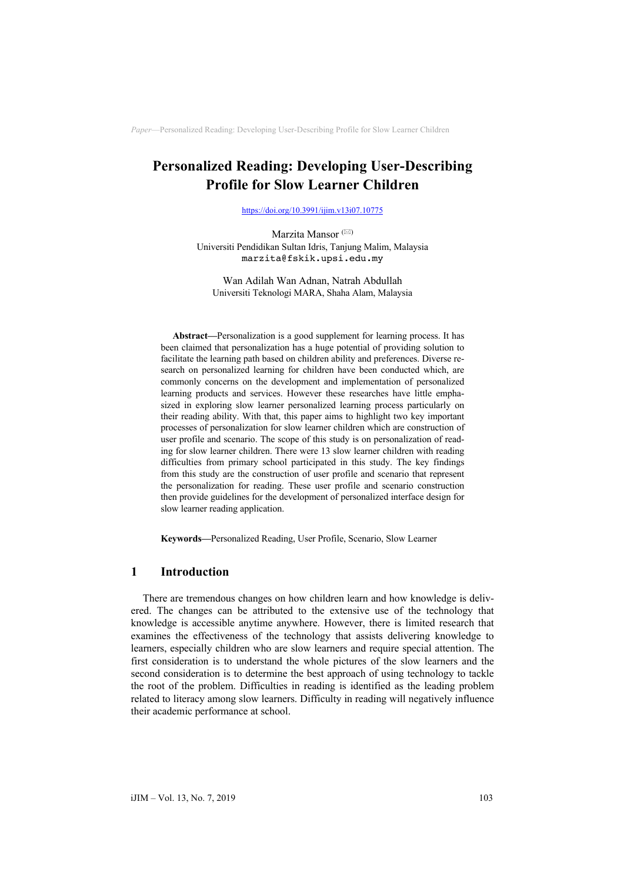# Personalized Reading: Developing User-Describing Profile for Slow Learner Children

https://doi.org/10.3991/ijim.v13i07.10775

Marzita Mansor (✉)
Universiti Pendidikan Sultan Idris, Tanjung Malim, Malaysia
marzita@fskik.upsi.edu.my

Wan Adilah Wan Adnan, Natrah Abdullah
Universiti Teknologi MARA, Shaha Alam, Malaysia

**Abstract—**Personalization is a good supplement for learning process. It has been claimed that personalization has a huge potential of providing solution to facilitate the learning path based on children ability and preferences. Diverse research on personalized learning for children have been conducted which, are commonly concerns on the development and implementation of personalized learning products and services. However these researches have little emphasized in exploring slow learner personalized learning process particularly on their reading ability. With that, this paper aims to highlight two key important processes of personalization for slow learner children which are construction of user profile and scenario. The scope of this study is on personalization of reading for slow learner children. There were 13 slow learner children with reading difficulties from primary school participated in this study. The key findings from this study are the construction of user profile and scenario that represent the personalization for reading. These user profile and scenario construction then provide guidelines for the development of personalized interface design for slow learner reading application.

**Keywords—**Personalized Reading, User Profile, Scenario, Slow Learner

## 1 Introduction

There are tremendous changes on how children learn and how knowledge is delivered. The changes can be attributed to the extensive use of the technology that knowledge is accessible anytime anywhere. However, there is limited research that examines the effectiveness of the technology that assists delivering knowledge to learners, especially children who are slow learners and require special attention. The first consideration is to understand the whole pictures of the slow learners and the second consideration is to determine the best approach of using technology to tackle the root of the problem. Difficulties in reading is identified as the leading problem related to literacy among slow learners. Difficulty in reading will negatively influence their academic performance at school.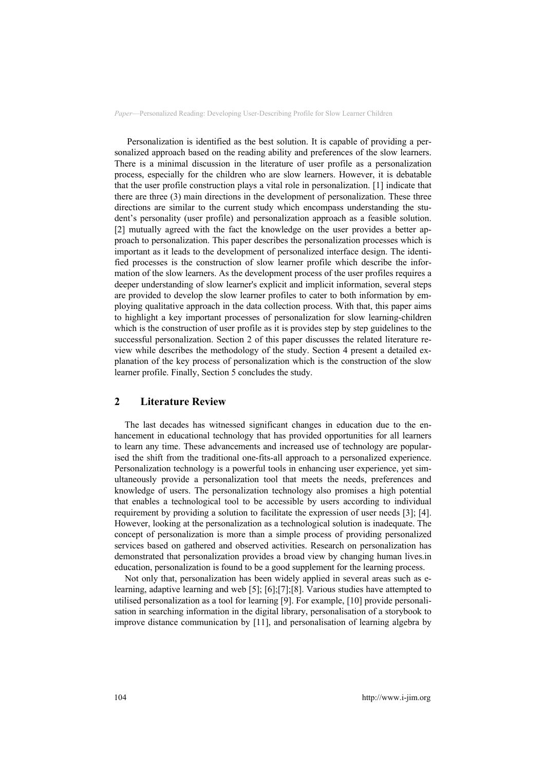Personalization is identified as the best solution. It is capable of providing a personalized approach based on the reading ability and preferences of the slow learners. There is a minimal discussion in the literature of user profile as a personalization process, especially for the children who are slow learners. However, it is debatable that the user profile construction plays a vital role in personalization. [1] indicate that there are three (3) main directions in the development of personalization. These three directions are similar to the current study which encompass understanding the student's personality (user profile) and personalization approach as a feasible solution. [2] mutually agreed with the fact the knowledge on the user provides a better approach to personalization. This paper describes the personalization processes which is important as it leads to the development of personalized interface design. The identified processes is the construction of slow learner profile which describe the information of the slow learners. As the development process of the user profiles requires a deeper understanding of slow learner's explicit and implicit information, several steps are provided to develop the slow learner profiles to cater to both information by employing qualitative approach in the data collection process. With that, this paper aims to highlight a key important processes of personalization for slow learning-children which is the construction of user profile as it is provides step by step guidelines to the successful personalization. Section 2 of this paper discusses the related literature review while describes the methodology of the study. Section 4 present a detailed explanation of the key process of personalization which is the construction of the slow learner profile. Finally, Section 5 concludes the study.

## 2 Literature Review

The last decades has witnessed significant changes in education due to the enhancement in educational technology that has provided opportunities for all learners to learn any time. These advancements and increased use of technology are popularised the shift from the traditional one-fits-all approach to a personalized experience. Personalization technology is a powerful tools in enhancing user experience, yet simultaneously provide a personalization tool that meets the needs, preferences and knowledge of users. The personalization technology also promises a high potential that enables a technological tool to be accessible by users according to individual requirement by providing a solution to facilitate the expression of user needs [3]; [4]. However, looking at the personalization as a technological solution is inadequate. The concept of personalization is more than a simple process of providing personalized services based on gathered and observed activities. Research on personalization has demonstrated that personalization provides a broad view by changing human lives.in education, personalization is found to be a good supplement for the learning process.

Not only that, personalization has been widely applied in several areas such as e-learning, adaptive learning and web [5]; [6];[7];[8]. Various studies have attempted to utilised personalization as a tool for learning [9]. For example, [10] provide personalisation in searching information in the digital library, personalisation of a storybook to improve distance communication by [11], and personalisation of learning algebra by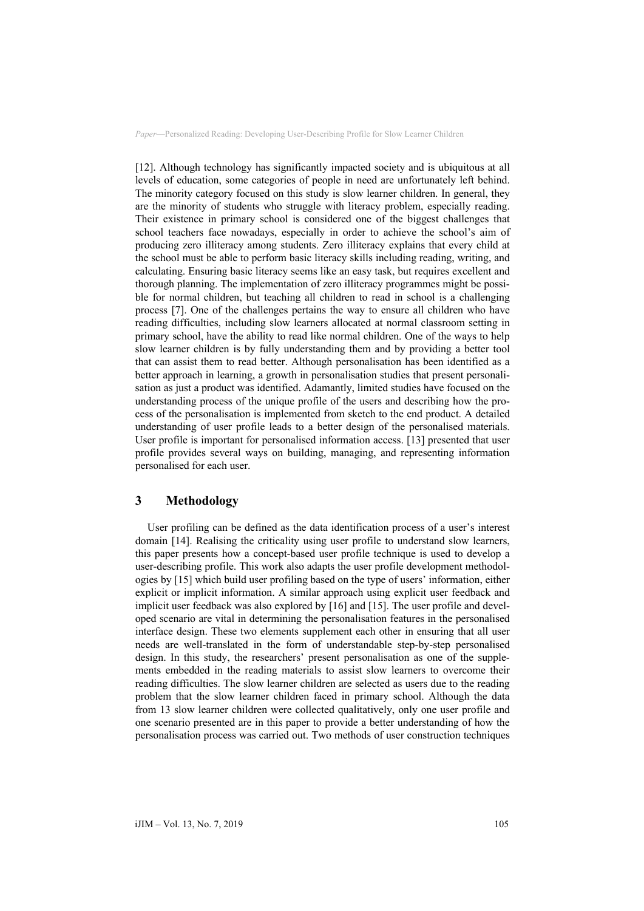[12]. Although technology has significantly impacted society and is ubiquitous at all levels of education, some categories of people in need are unfortunately left behind. The minority category focused on this study is slow learner children. In general, they are the minority of students who struggle with literacy problem, especially reading. Their existence in primary school is considered one of the biggest challenges that school teachers face nowadays, especially in order to achieve the school's aim of producing zero illiteracy among students. Zero illiteracy explains that every child at the school must be able to perform basic literacy skills including reading, writing, and calculating. Ensuring basic literacy seems like an easy task, but requires excellent and thorough planning. The implementation of zero illiteracy programmes might be possible for normal children, but teaching all children to read in school is a challenging process [7]. One of the challenges pertains the way to ensure all children who have reading difficulties, including slow learners allocated at normal classroom setting in primary school, have the ability to read like normal children. One of the ways to help slow learner children is by fully understanding them and by providing a better tool that can assist them to read better. Although personalisation has been identified as a better approach in learning, a growth in personalisation studies that present personalisation as just a product was identified. Adamantly, limited studies have focused on the understanding process of the unique profile of the users and describing how the process of the personalisation is implemented from sketch to the end product. A detailed understanding of user profile leads to a better design of the personalised materials. User profile is important for personalised information access. [13] presented that user profile provides several ways on building, managing, and representing information personalised for each user.

## 3 Methodology

User profiling can be defined as the data identification process of a user's interest domain [14]. Realising the criticality using user profile to understand slow learners, this paper presents how a concept-based user profile technique is used to develop a user-describing profile. This work also adapts the user profile development methodologies by [15] which build user profiling based on the type of users' information, either explicit or implicit information. A similar approach using explicit user feedback and implicit user feedback was also explored by [16] and [15]. The user profile and developed scenario are vital in determining the personalisation features in the personalised interface design. These two elements supplement each other in ensuring that all user needs are well-translated in the form of understandable step-by-step personalised design. In this study, the researchers' present personalisation as one of the supplements embedded in the reading materials to assist slow learners to overcome their reading difficulties. The slow learner children are selected as users due to the reading problem that the slow learner children faced in primary school. Although the data from 13 slow learner children were collected qualitatively, only one user profile and one scenario presented are in this paper to provide a better understanding of how the personalisation process was carried out. Two methods of user construction techniques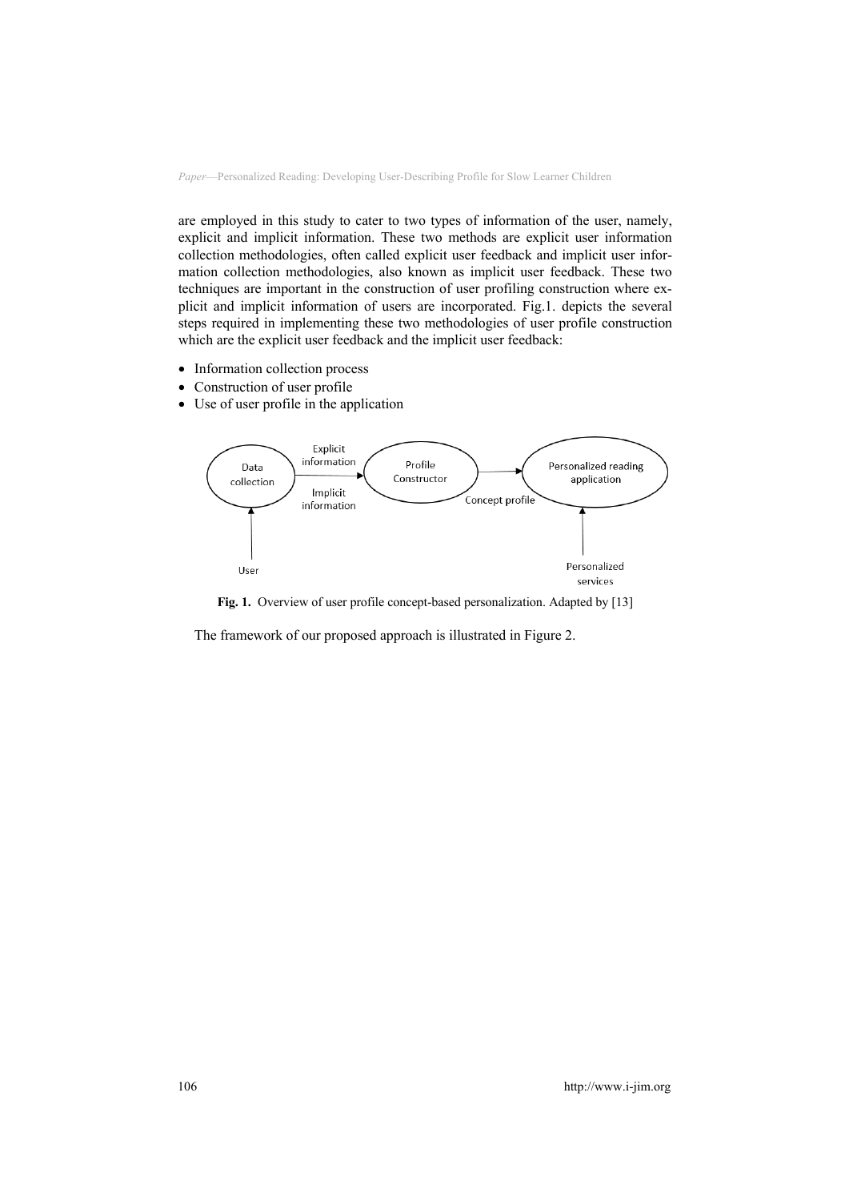are employed in this study to cater to two types of information of the user, namely, explicit and implicit information. These two methods are explicit user information collection methodologies, often called explicit user feedback and implicit user information collection methodologies, also known as implicit user feedback. These two techniques are important in the construction of user profiling construction where explicit and implicit information of users are incorporated. Fig.1. depicts the several steps required in implementing these two methodologies of user profile construction which are the explicit user feedback and the implicit user feedback:

- Information collection process
- Construction of user profile
- Use of user profile in the application

Data collection

Explicit information

Implicit information

Profile Constructor

Concept profile

Personalized reading application

User

Personalized services

**Fig. 1.** Overview of user profile concept-based personalization. Adapted by [13]

The framework of our proposed approach is illustrated in Figure 2.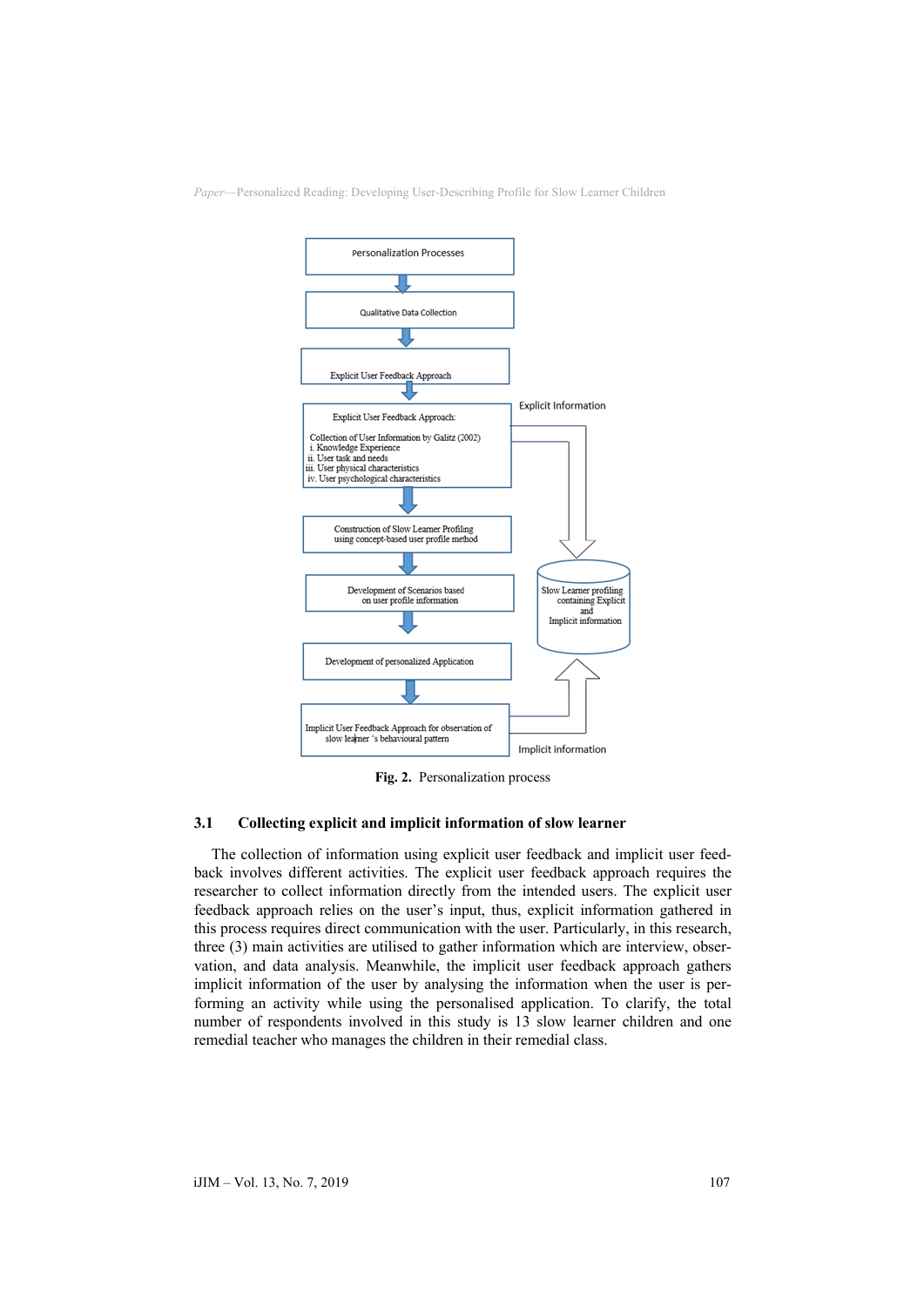Personalization Processes

Qualitative Data Collection

Explicit User Feedback Approach

Explicit User Feedback Approach:

Collection of User Information by Galitz (2002)
i. Knowledge Experience
ii. User task and needs
iii. User physical characteristics
iv. User psychological characteristics

Explicit Information

Construction of Slow Learner Profiling using concept-based user profile method

Development of Scenarios based on user profile information

Slow Learner profiling containing Explicit and Implicit information

Development of personalized Application

Implicit User Feedback Approach for observation of slow learner 's behavioural pattern

Implicit information

**Fig. 2.** Personalization process

### 3.1 Collecting explicit and implicit information of slow learner

The collection of information using explicit user feedback and implicit user feedback involves different activities. The explicit user feedback approach requires the researcher to collect information directly from the intended users. The explicit user feedback approach relies on the user's input, thus, explicit information gathered in this process requires direct communication with the user. Particularly, in this research, three (3) main activities are utilised to gather information which are interview, observation, and data analysis. Meanwhile, the implicit user feedback approach gathers implicit information of the user by analysing the information when the user is performing an activity while using the personalised application. To clarify, the total number of respondents involved in this study is 13 slow learner children and one remedial teacher who manages the children in their remedial class.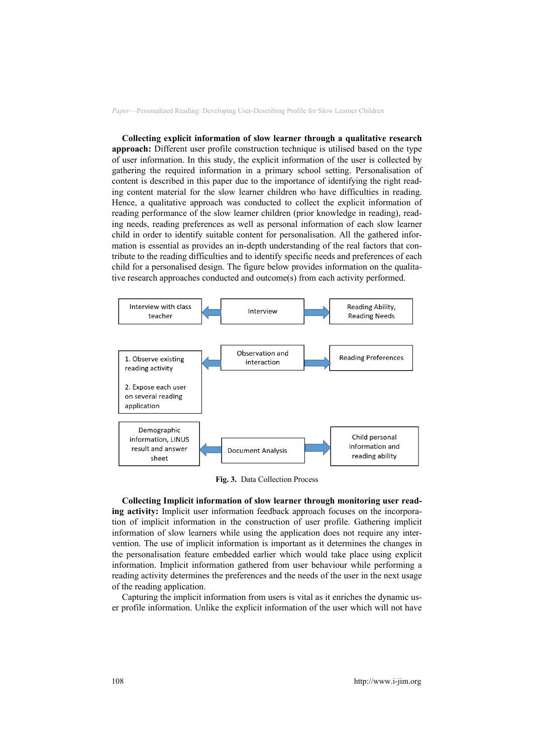**Collecting explicit information of slow learner through a qualitative research approach:** Different user profile construction technique is utilised based on the type of user information. In this study, the explicit information of the user is collected by gathering the required information in a primary school setting. Personalisation of content is described in this paper due to the importance of identifying the right reading content material for the slow learner children who have difficulties in reading. Hence, a qualitative approach was conducted to collect the explicit information of reading performance of the slow learner children (prior knowledge in reading), reading needs, reading preferences as well as personal information of each slow learner child in order to identify suitable content for personalisation. All the gathered information is essential as provides an in-depth understanding of the real factors that contribute to the reading difficulties and to identify specific needs and preferences of each child for a personalised design. The figure below provides information on the qualitative research approaches conducted and outcome(s) from each activity performed.

Interview with class teacher

Interview

Reading Ability, Reading Needs

1. Observe existing reading activity

2. Expose each user on several reading application

Observation and interaction

Reading Preferences

Demographic information, LINUS result and answer sheet

Document Analysis

Child personal information and reading ability

**Fig. 3.** Data Collection Process

**Collecting Implicit information of slow learner through monitoring user reading activity:** Implicit user information feedback approach focuses on the incorporation of implicit information in the construction of user profile. Gathering implicit information of slow learners while using the application does not require any intervention. The use of implicit information is important as it determines the changes in the personalisation feature embedded earlier which would take place using explicit information. Implicit information gathered from user behaviour while performing a reading activity determines the preferences and the needs of the user in the next usage of the reading application.

Capturing the implicit information from users is vital as it enriches the dynamic user profile information. Unlike the explicit information of the user which will not have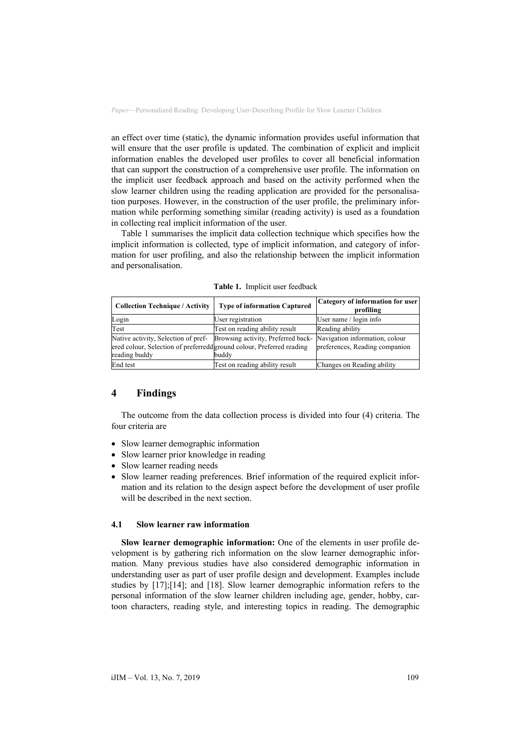an effect over time (static), the dynamic information provides useful information that will ensure that the user profile is updated. The combination of explicit and implicit information enables the developed user profiles to cover all beneficial information that can support the construction of a comprehensive user profile. The information on the implicit user feedback approach and based on the activity performed when the slow learner children using the reading application are provided for the personalisation purposes. However, in the construction of the user profile, the preliminary information while performing something similar (reading activity) is used as a foundation in collecting real implicit information of the user.

Table 1 summarises the implicit data collection technique which specifies how the implicit information is collected, type of implicit information, and category of information for user profiling, and also the relationship between the implicit information and personalisation.

**Table 1.** Implicit user feedback

| Collection Technique / Activity | Type of information Captured | Category of information for user profiling |
|---|---|---|
| Login | User registration | User name / login info |
| Test | Test on reading ability result | Reading ability |
| Native activity, Selection of preffered colour, Selection of preferredd reading buddy | Browsing activity, Preferred background colour, Preferred reading buddy | Navigation information, colour preferences, Reading companion |
| End test | Test on reading ability result | Changes on Reading ability |

## 4 Findings

The outcome from the data collection process is divided into four (4) criteria. The four criteria are

- Slow learner demographic information
- Slow learner prior knowledge in reading
- Slow learner reading needs
- Slow learner reading preferences. Brief information of the required explicit information and its relation to the design aspect before the development of user profile will be described in the next section.

### 4.1 Slow learner raw information

**Slow learner demographic information:** One of the elements in user profile development is by gathering rich information on the slow learner demographic information. Many previous studies have also considered demographic information in understanding user as part of user profile design and development. Examples include studies by [17];[14]; and [18]. Slow learner demographic information refers to the personal information of the slow learner children including age, gender, hobby, cartoon characters, reading style, and interesting topics in reading. The demographic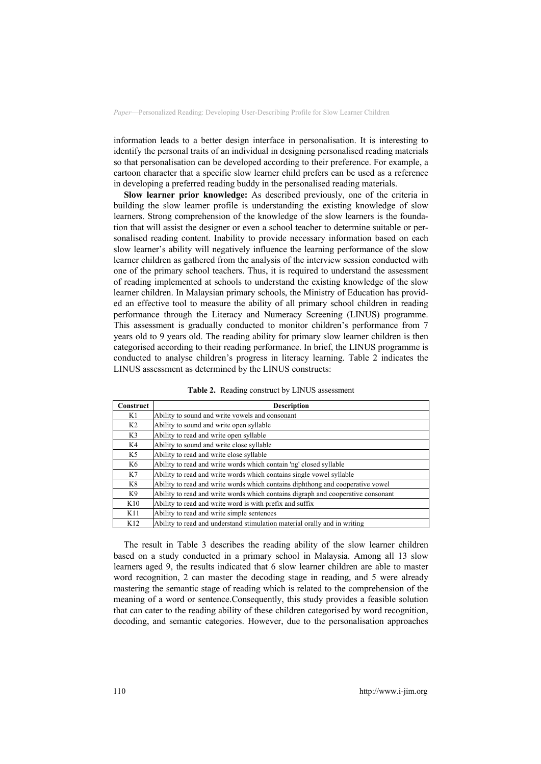information leads to a better design interface in personalisation. It is interesting to identify the personal traits of an individual in designing personalised reading materials so that personalisation can be developed according to their preference. For example, a cartoon character that a specific slow learner child prefers can be used as a reference in developing a preferred reading buddy in the personalised reading materials.

**Slow learner prior knowledge:** As described previously, one of the criteria in building the slow learner profile is understanding the existing knowledge of slow learners. Strong comprehension of the knowledge of the slow learners is the foundation that will assist the designer or even a school teacher to determine suitable or personalised reading content. Inability to provide necessary information based on each slow learner's ability will negatively influence the learning performance of the slow learner children as gathered from the analysis of the interview session conducted with one of the primary school teachers. Thus, it is required to understand the assessment of reading implemented at schools to understand the existing knowledge of the slow learner children. In Malaysian primary schools, the Ministry of Education has provided an effective tool to measure the ability of all primary school children in reading performance through the Literacy and Numeracy Screening (LINUS) programme. This assessment is gradually conducted to monitor children's performance from 7 years old to 9 years old. The reading ability for primary slow learner children is then categorised according to their reading performance. In brief, the LINUS programme is conducted to analyse children's progress in literacy learning. Table 2 indicates the LINUS assessment as determined by the LINUS constructs:

**Table 2.** Reading construct by LINUS assessment

| Construct | Description |
|---|---|
| K1 | Ability to sound and write vowels and consonant |
| K2 | Ability to sound and write open syllable |
| K3 | Ability to read and write open syllable |
| K4 | Ability to sound and write close syllable |
| K5 | Ability to read and write close syllable |
| K6 | Ability to read and write words which contain 'ng' closed syllable |
| K7 | Ability to read and write words which contains single vowel syllable |
| K8 | Ability to read and write words which contains diphthong and cooperative vowel |
| K9 | Ability to read and write words which contains digraph and cooperative consonant |
| K10 | Ability to read and write word is with prefix and suffix |
| K11 | Ability to read and write simple sentences |
| K12 | Ability to read and understand stimulation material orally and in writing |

The result in Table 3 describes the reading ability of the slow learner children based on a study conducted in a primary school in Malaysia. Among all 13 slow learners aged 9, the results indicated that 6 slow learner children are able to master word recognition, 2 can master the decoding stage in reading, and 5 were already mastering the semantic stage of reading which is related to the comprehension of the meaning of a word or sentence.Consequently, this study provides a feasible solution that can cater to the reading ability of these children categorised by word recognition, decoding, and semantic categories. However, due to the personalisation approaches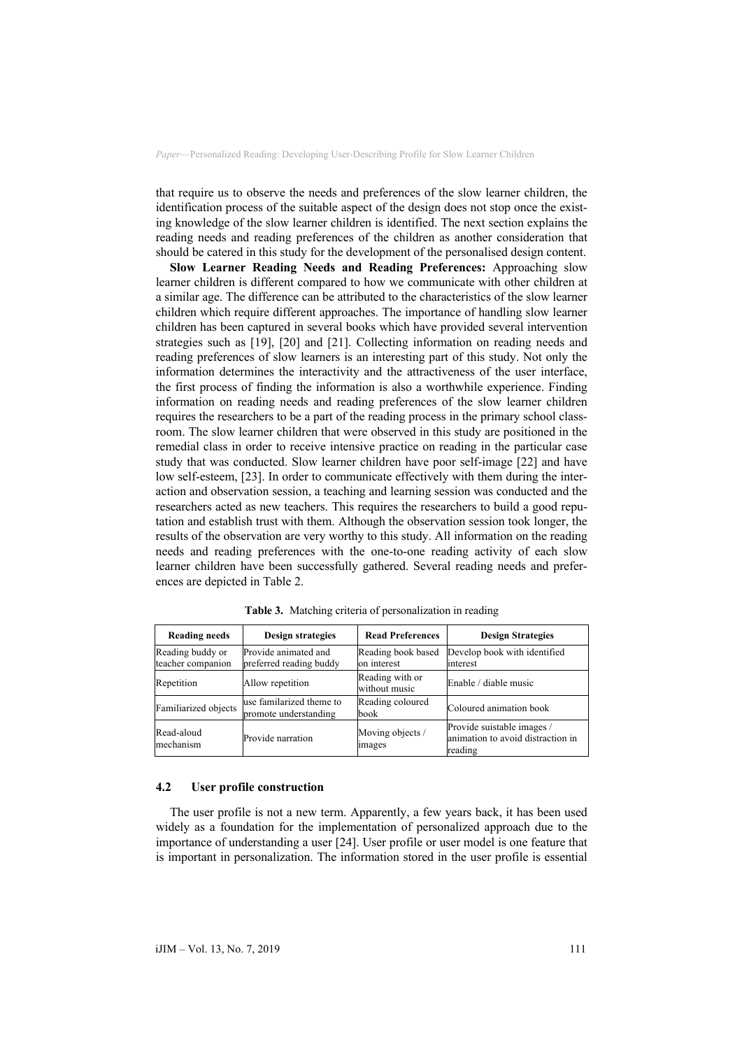that require us to observe the needs and preferences of the slow learner children, the identification process of the suitable aspect of the design does not stop once the existing knowledge of the slow learner children is identified. The next section explains the reading needs and reading preferences of the children as another consideration that should be catered in this study for the development of the personalised design content.

**Slow Learner Reading Needs and Reading Preferences:** Approaching slow learner children is different compared to how we communicate with other children at a similar age. The difference can be attributed to the characteristics of the slow learner children which require different approaches. The importance of handling slow learner children has been captured in several books which have provided several intervention strategies such as [19], [20] and [21]. Collecting information on reading needs and reading preferences of slow learners is an interesting part of this study. Not only the information determines the interactivity and the attractiveness of the user interface, the first process of finding the information is also a worthwhile experience. Finding information on reading needs and reading preferences of the slow learner children requires the researchers to be a part of the reading process in the primary school classroom. The slow learner children that were observed in this study are positioned in the remedial class in order to receive intensive practice on reading in the particular case study that was conducted. Slow learner children have poor self-image [22] and have low self-esteem, [23]. In order to communicate effectively with them during the interaction and observation session, a teaching and learning session was conducted and the researchers acted as new teachers. This requires the researchers to build a good reputation and establish trust with them. Although the observation session took longer, the results of the observation are very worthy to this study. All information on the reading needs and reading preferences with the one-to-one reading activity of each slow learner children have been successfully gathered. Several reading needs and preferences are depicted in Table 2.

**Table 3.** Matching criteria of personalization in reading

| Reading needs | Design strategies | Read Preferences | Design Strategies |
|---|---|---|---|
| Reading buddy or teacher companion | Provide animated and preferred reading buddy | Reading book based on interest | Develop book with identified interest |
| Repetition | Allow repetition | Reading with or without music | Enable / diable music |
| Familiarized objects | use familarized theme to promote understanding | Reading coloured book | Coloured animation book |
| Read-aloud mechanism | Provide narration | Moving objects / images | Provide suistable images / animation to avoid distraction in reading |

### 4.2 User profile construction

The user profile is not a new term. Apparently, a few years back, it has been used widely as a foundation for the implementation of personalized approach due to the importance of understanding a user [24]. User profile or user model is one feature that is important in personalization. The information stored in the user profile is essential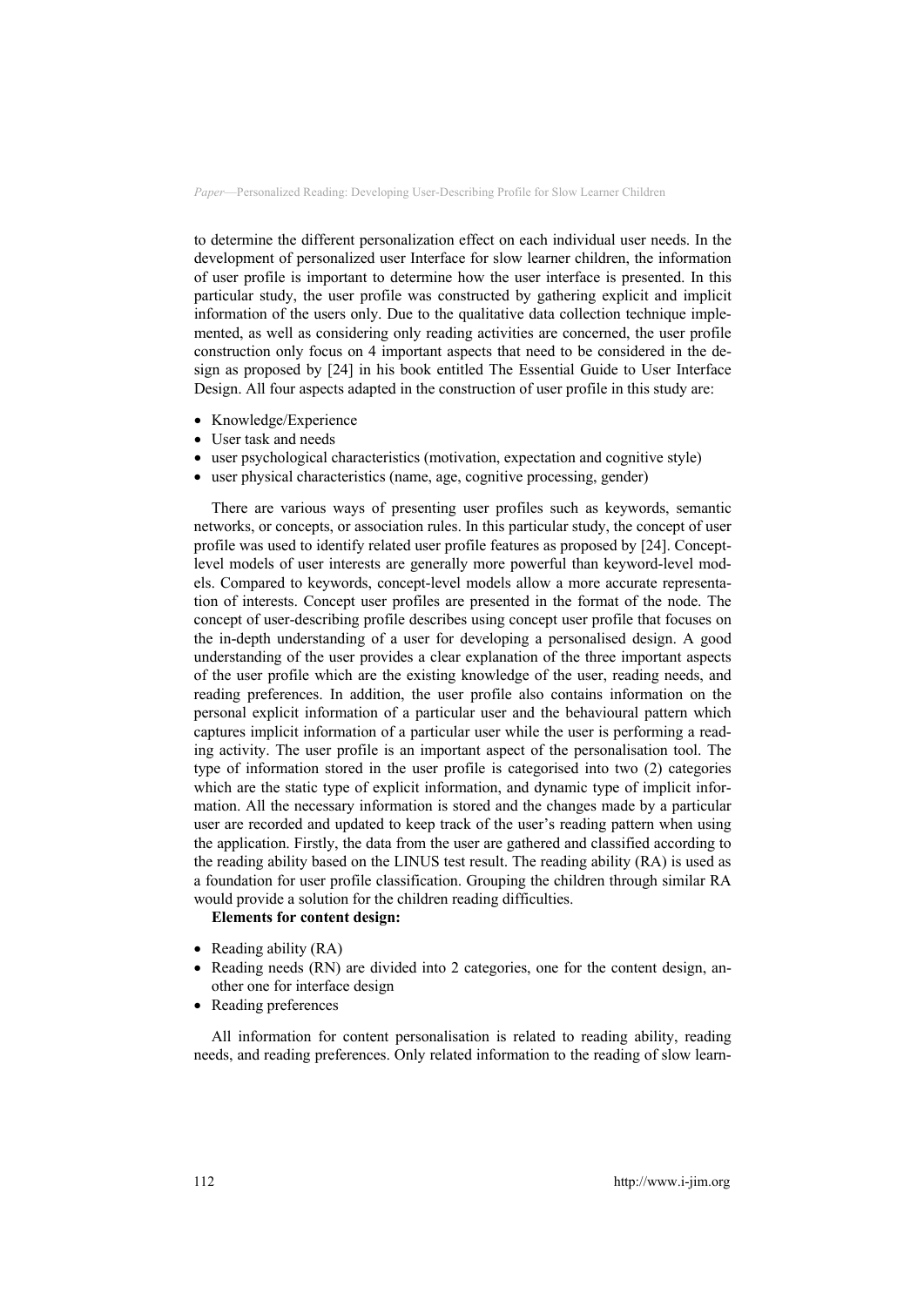to determine the different personalization effect on each individual user needs. In the development of personalized user Interface for slow learner children, the information of user profile is important to determine how the user interface is presented. In this particular study, the user profile was constructed by gathering explicit and implicit information of the users only. Due to the qualitative data collection technique implemented, as well as considering only reading activities are concerned, the user profile construction only focus on 4 important aspects that need to be considered in the design as proposed by [24] in his book entitled The Essential Guide to User Interface Design. All four aspects adapted in the construction of user profile in this study are:

- Knowledge/Experience
- User task and needs
- user psychological characteristics (motivation, expectation and cognitive style)
- user physical characteristics (name, age, cognitive processing, gender)

There are various ways of presenting user profiles such as keywords, semantic networks, or concepts, or association rules. In this particular study, the concept of user profile was used to identify related user profile features as proposed by [24]. Concept-level models of user interests are generally more powerful than keyword-level models. Compared to keywords, concept-level models allow a more accurate representation of interests. Concept user profiles are presented in the format of the node. The concept of user-describing profile describes using concept user profile that focuses on the in-depth understanding of a user for developing a personalised design. A good understanding of the user provides a clear explanation of the three important aspects of the user profile which are the existing knowledge of the user, reading needs, and reading preferences. In addition, the user profile also contains information on the personal explicit information of a particular user and the behavioural pattern which captures implicit information of a particular user while the user is performing a reading activity. The user profile is an important aspect of the personalisation tool. The type of information stored in the user profile is categorised into two (2) categories which are the static type of explicit information, and dynamic type of implicit information. All the necessary information is stored and the changes made by a particular user are recorded and updated to keep track of the user's reading pattern when using the application. Firstly, the data from the user are gathered and classified according to the reading ability based on the LINUS test result. The reading ability (RA) is used as a foundation for user profile classification. Grouping the children through similar RA would provide a solution for the children reading difficulties.

**Elements for content design:**

- Reading ability (RA)
- Reading needs (RN) are divided into 2 categories, one for the content design, another one for interface design
- Reading preferences

All information for content personalisation is related to reading ability, reading needs, and reading preferences. Only related information to the reading of slow learn-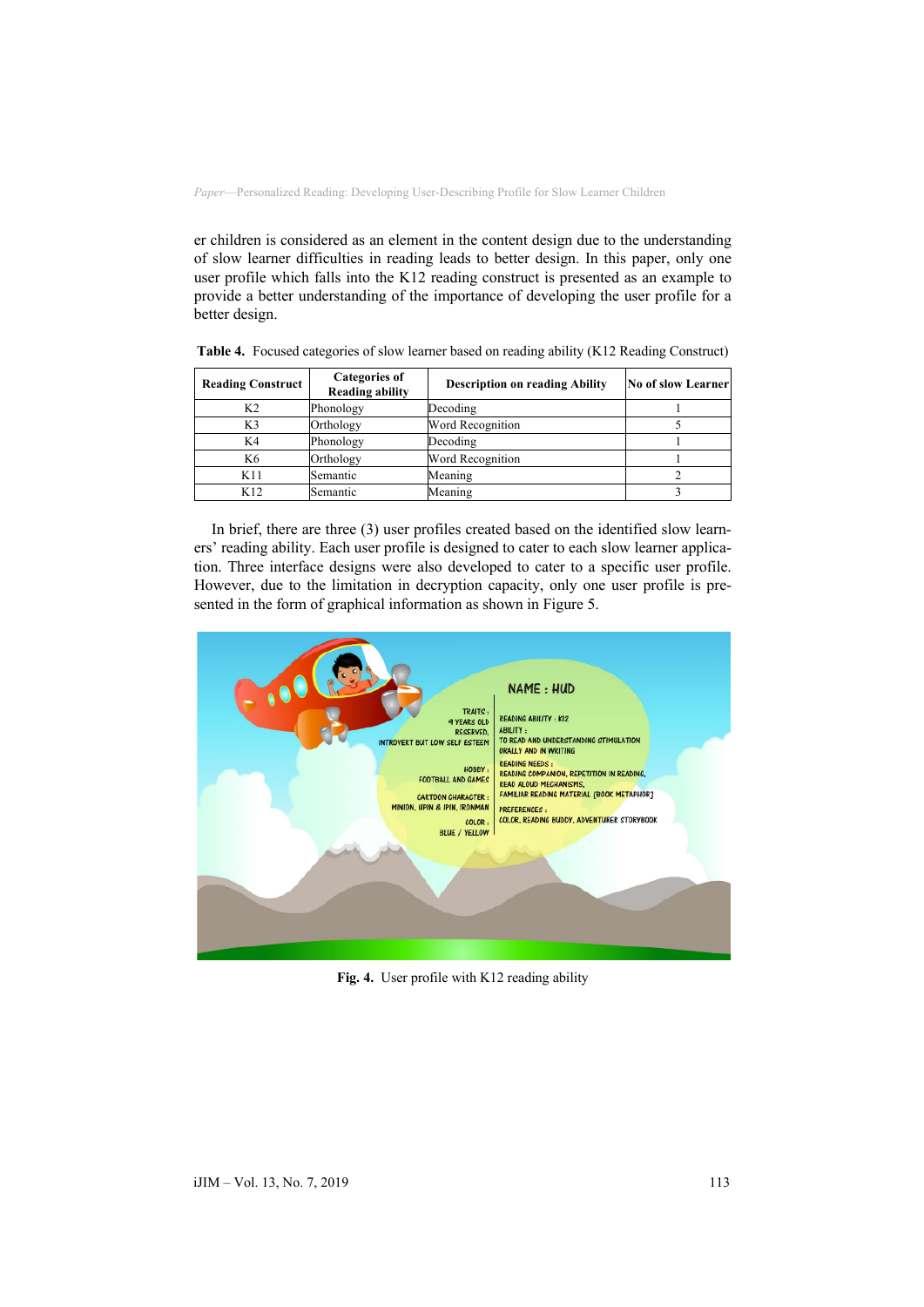er children is considered as an element in the content design due to the understanding of slow learner difficulties in reading leads to better design. In this paper, only one user profile which falls into the K12 reading construct is presented as an example to provide a better understanding of the importance of developing the user profile for a better design.

**Table 4.** Focused categories of slow learner based on reading ability (K12 Reading Construct)

| Reading Construct | Categories of Reading ability | Description on reading Ability | No of slow Learner |
|---|---|---|---|
| K2 | Phonology | Decoding | 1 |
| K3 | Orthology | Word Recognition | 5 |
| K4 | Phonology | Decoding | 1 |
| K6 | Orthology | Word Recognition | 1 |
| K11 | Semantic | Meaning | 2 |
| K12 | Semantic | Meaning | 3 |

In brief, there are three (3) user profiles created based on the identified slow learners' reading ability. Each user profile is designed to cater to each slow learner application. Three interface designs were also developed to cater to a specific user profile. However, due to the limitation in decryption capacity, only one user profile is presented in the form of graphical information as shown in Figure 5.

NAME : HUD

TRAITS :
9 YEARS OLD
RESERVED,
INTROVERT BUT LOW SELF ESTEEM

HOBBY :
FOOTBALL AND GAMES

CARTOON CHARACTER :
MINION, UPIN & IPIN, IRONMAN

COLOR :
BLUE / YELLOW

READING ABILITY : K12

ABILITY :
TO READ AND UNDERSTANDING STIMULATION
ORALLY AND IN WRITING

READING NEEDS :
READING COMPANION, REPETITION IN READING,
READ ALOUD MECHANISMS,
FAMILIAR READING MATERIAL [BOOK METAPHOR]

PREFERENCES :
COLOR, READING BUDDY, ADVENTURER STORYBOOK

**Fig. 4.** User profile with K12 reading ability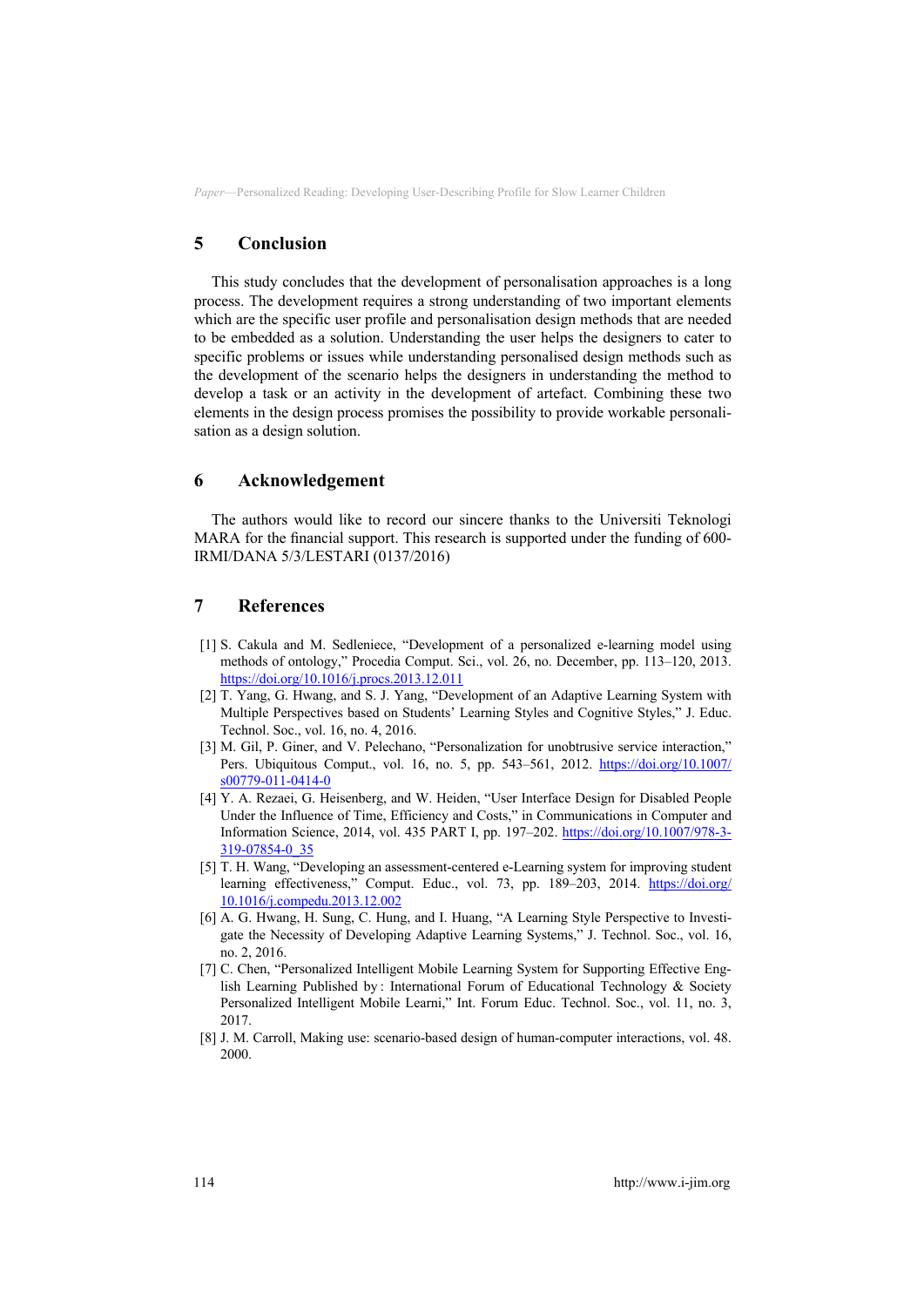## 5 Conclusion

This study concludes that the development of personalisation approaches is a long process. The development requires a strong understanding of two important elements which are the specific user profile and personalisation design methods that are needed to be embedded as a solution. Understanding the user helps the designers to cater to specific problems or issues while understanding personalised design methods such as the development of the scenario helps the designers in understanding the method to develop a task or an activity in the development of artefact. Combining these two elements in the design process promises the possibility to provide workable personalisation as a design solution.

## 6 Acknowledgement

The authors would like to record our sincere thanks to the Universiti Teknologi MARA for the financial support. This research is supported under the funding of 600-IRMI/DANA 5/3/LESTARI (0137/2016)

## 7 References

[1] S. Cakula and M. Sedleniece, "Development of a personalized e-learning model using methods of ontology," Procedia Comput. Sci., vol. 26, no. December, pp. 113–120, 2013. https://doi.org/10.1016/j.procs.2013.12.011

[2] T. Yang, G. Hwang, and S. J. Yang, "Development of an Adaptive Learning System with Multiple Perspectives based on Students' Learning Styles and Cognitive Styles," J. Educ. Technol. Soc., vol. 16, no. 4, 2016.

[3] M. Gil, P. Giner, and V. Pelechano, "Personalization for unobtrusive service interaction," Pers. Ubiquitous Comput., vol. 16, no. 5, pp. 543–561, 2012. https://doi.org/10.1007/s00779-011-0414-0

[4] Y. A. Rezaei, G. Heisenberg, and W. Heiden, "User Interface Design for Disabled People Under the Influence of Time, Efficiency and Costs," in Communications in Computer and Information Science, 2014, vol. 435 PART I, pp. 197–202. https://doi.org/10.1007/978-3-319-07854-0_35

[5] T. H. Wang, "Developing an assessment-centered e-Learning system for improving student learning effectiveness," Comput. Educ., vol. 73, pp. 189–203, 2014. https://doi.org/10.1016/j.compedu.2013.12.002

[6] A. G. Hwang, H. Sung, C. Hung, and I. Huang, "A Learning Style Perspective to Investigate the Necessity of Developing Adaptive Learning Systems," J. Technol. Soc., vol. 16, no. 2, 2016.

[7] C. Chen, "Personalized Intelligent Mobile Learning System for Supporting Effective English Learning Published by : International Forum of Educational Technology & Society Personalized Intelligent Mobile Learni," Int. Forum Educ. Technol. Soc., vol. 11, no. 3, 2017.

[8] J. M. Carroll, Making use: scenario-based design of human-computer interactions, vol. 48. 2000.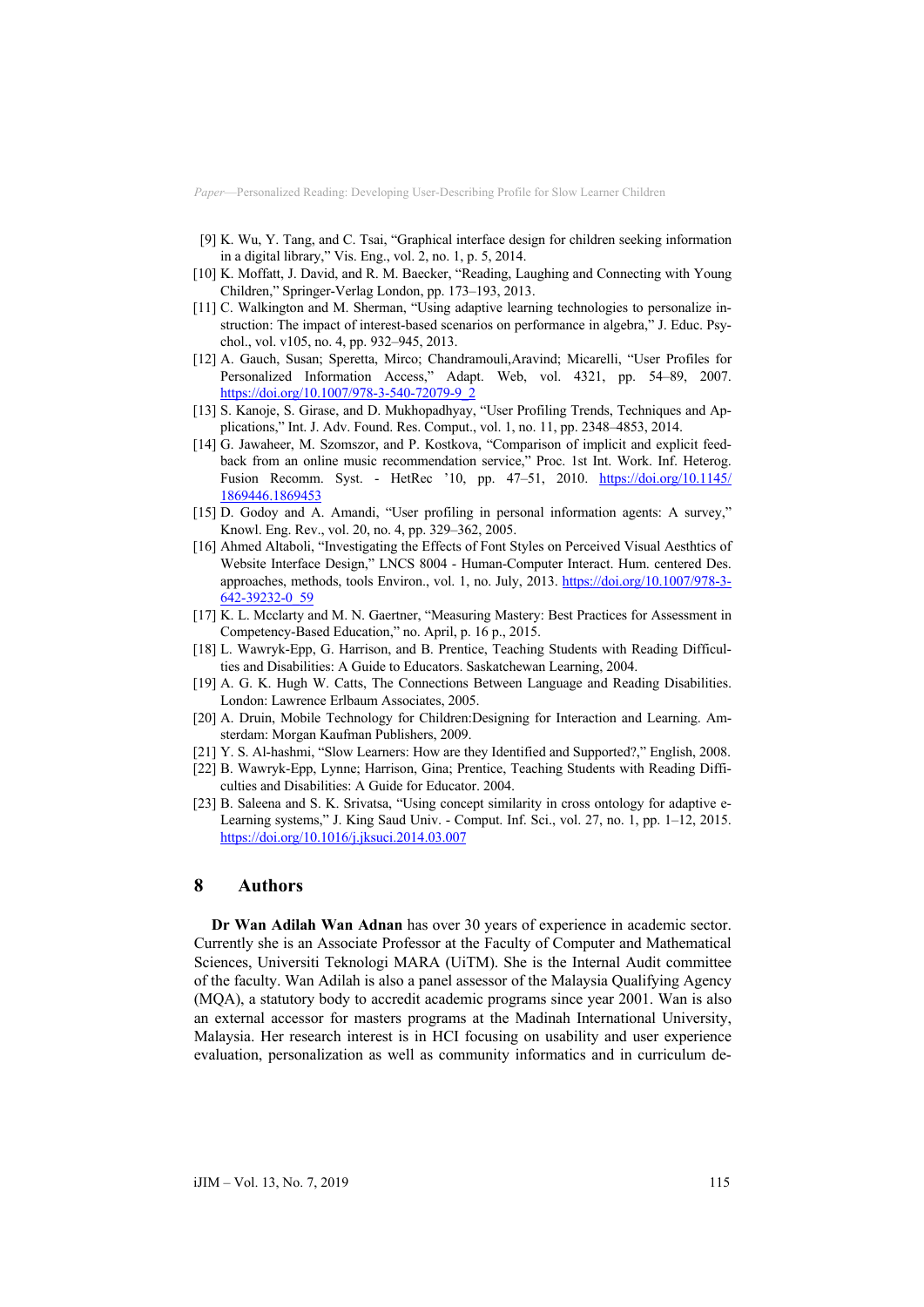[9] K. Wu, Y. Tang, and C. Tsai, "Graphical interface design for children seeking information in a digital library," Vis. Eng., vol. 2, no. 1, p. 5, 2014.

[10] K. Moffatt, J. David, and R. M. Baecker, "Reading, Laughing and Connecting with Young Children," Springer-Verlag London, pp. 173–193, 2013.

[11] C. Walkington and M. Sherman, "Using adaptive learning technologies to personalize instruction: The impact of interest-based scenarios on performance in algebra," J. Educ. Psychol., vol. v105, no. 4, pp. 932–945, 2013.

[12] A. Gauch, Susan; Speretta, Mirco; Chandramouli,Aravind; Micarelli, "User Profiles for Personalized Information Access," Adapt. Web, vol. 4321, pp. 54–89, 2007. https://doi.org/10.1007/978-3-540-72079-9_2

[13] S. Kanoje, S. Girase, and D. Mukhopadhyay, "User Profiling Trends, Techniques and Applications," Int. J. Adv. Found. Res. Comput., vol. 1, no. 11, pp. 2348–4853, 2014.

[14] G. Jawaheer, M. Szomszor, and P. Kostkova, "Comparison of implicit and explicit feedback from an online music recommendation service," Proc. 1st Int. Work. Inf. Heterog. Fusion Recomm. Syst. - HetRec '10, pp. 47–51, 2010. https://doi.org/10.1145/1869446.1869453

[15] D. Godoy and A. Amandi, "User profiling in personal information agents: A survey," Knowl. Eng. Rev., vol. 20, no. 4, pp. 329–362, 2005.

[16] Ahmed Altaboli, "Investigating the Effects of Font Styles on Perceived Visual Aesthtics of Website Interface Design," LNCS 8004 - Human-Computer Interact. Hum. centered Des. approaches, methods, tools Environ., vol. 1, no. July, 2013. https://doi.org/10.1007/978-3-642-39232-0_59

[17] K. L. Mcclarty and M. N. Gaertner, "Measuring Mastery: Best Practices for Assessment in Competency-Based Education," no. April, p. 16 p., 2015.

[18] L. Wawryk-Epp, G. Harrison, and B. Prentice, Teaching Students with Reading Difficulties and Disabilities: A Guide to Educators. Saskatchewan Learning, 2004.

[19] A. G. K. Hugh W. Catts, The Connections Between Language and Reading Disabilities. London: Lawrence Erlbaum Associates, 2005.

[20] A. Druin, Mobile Technology for Children:Designing for Interaction and Learning. Amsterdam: Morgan Kaufman Publishers, 2009.

[21] Y. S. Al-hashmi, "Slow Learners: How are they Identified and Supported?," English, 2008.

[22] B. Wawryk-Epp, Lynne; Harrison, Gina; Prentice, Teaching Students with Reading Difficulties and Disabilities: A Guide for Educator. 2004.

[23] B. Saleena and S. K. Srivatsa, "Using concept similarity in cross ontology for adaptive e-Learning systems," J. King Saud Univ. - Comput. Inf. Sci., vol. 27, no. 1, pp. 1–12, 2015. https://doi.org/10.1016/j.jksuci.2014.03.007

## 8 Authors

**Dr Wan Adilah Wan Adnan** has over 30 years of experience in academic sector. Currently she is an Associate Professor at the Faculty of Computer and Mathematical Sciences, Universiti Teknologi MARA (UiTM). She is the Internal Audit committee of the faculty. Wan Adilah is also a panel assessor of the Malaysia Qualifying Agency (MQA), a statutory body to accredit academic programs since year 2001. Wan is also an external accessor for masters programs at the Madinah International University, Malaysia. Her research interest is in HCI focusing on usability and user experience evaluation, personalization as well as community informatics and in curriculum de-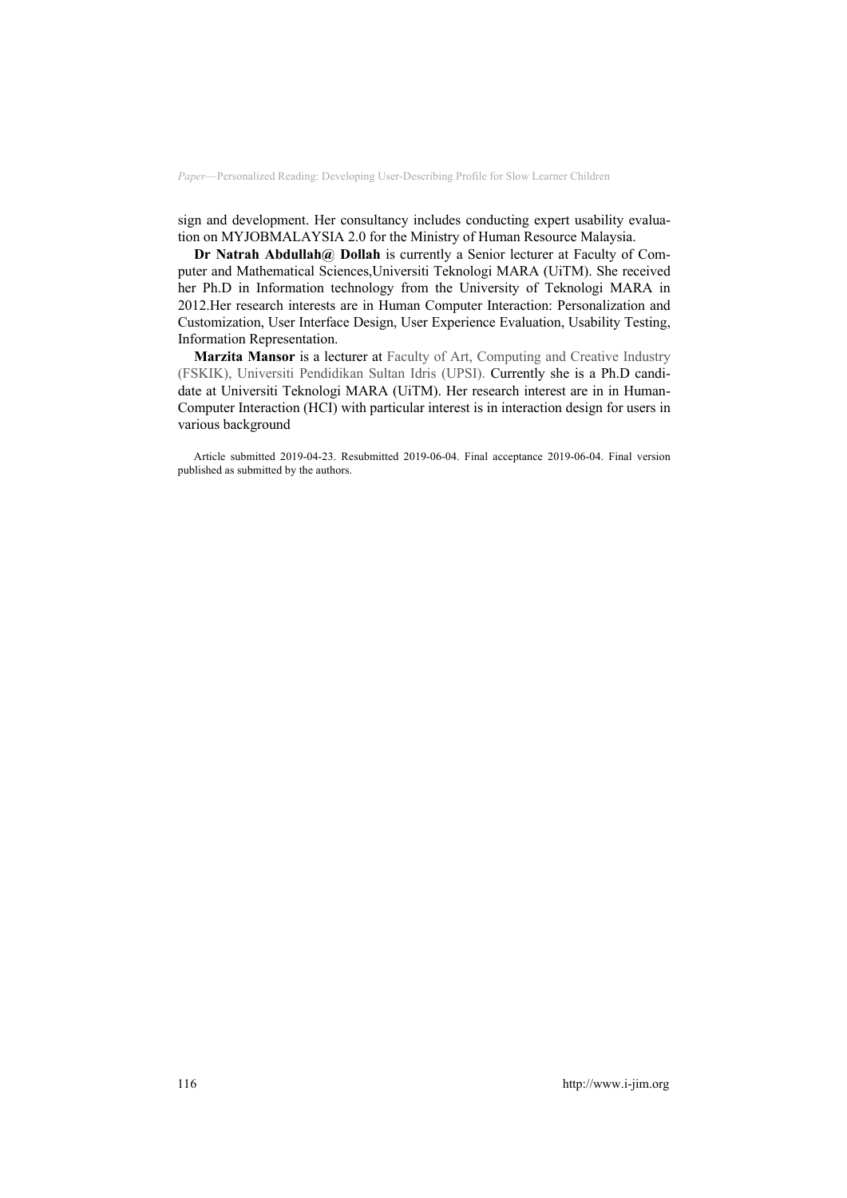sign and development. Her consultancy includes conducting expert usability evaluation on MYJOBMALAYSIA 2.0 for the Ministry of Human Resource Malaysia.

**Dr Natrah Abdullah@ Dollah** is currently a Senior lecturer at Faculty of Computer and Mathematical Sciences,Universiti Teknologi MARA (UiTM). She received her Ph.D in Information technology from the University of Teknologi MARA in 2012.Her research interests are in Human Computer Interaction: Personalization and Customization, User Interface Design, User Experience Evaluation, Usability Testing, Information Representation.

**Marzita Mansor** is a lecturer at Faculty of Art, Computing and Creative Industry (FSKIK), Universiti Pendidikan Sultan Idris (UPSI). Currently she is a Ph.D candidate at Universiti Teknologi MARA (UiTM). Her research interest are in in Human-Computer Interaction (HCI) with particular interest is in interaction design for users in various background

Article submitted 2019-04-23. Resubmitted 2019-06-04. Final acceptance 2019-06-04. Final version published as submitted by the authors.